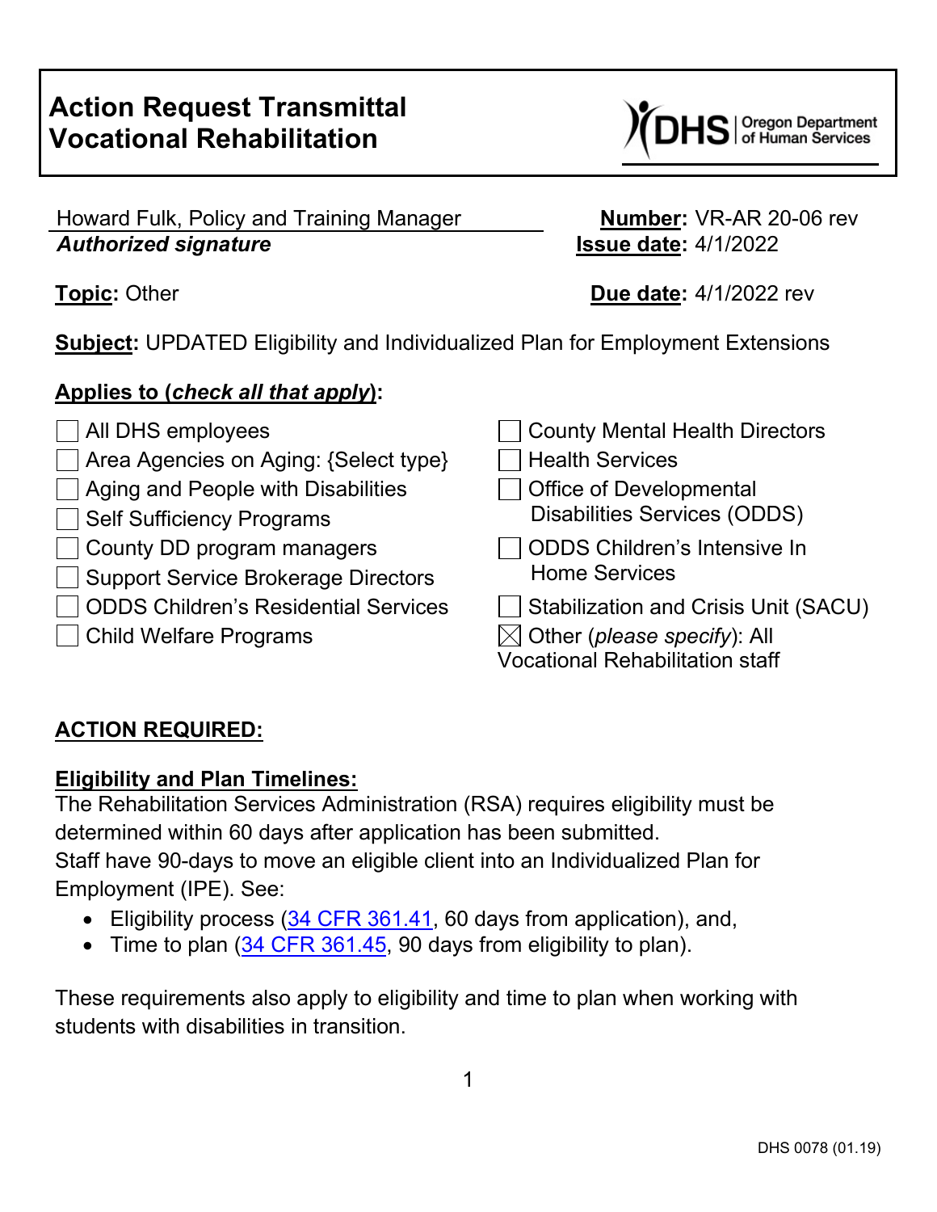# Action Request Transmittal Vocational Rehabilitation

Oregon Department of Human Services

Howard Fulk, Policy and Training Manager
***Authorized signature***

**Number**: VR-AR 20-06 rev
**Issue date**: 4/1/2022

**Topic**: Other

**Due date**: 4/1/2022 rev

**Subject**: UPDATED Eligibility and Individualized Plan for Employment Extensions

**Applies to (*check all that apply*):**

- ☐ All DHS employees
- ☐ Area Agencies on Aging: {Select type}
- ☐ Aging and People with Disabilities
- ☐ Self Sufficiency Programs
- ☐ County DD program managers
- ☐ Support Service Brokerage Directors
- ☐ ODDS Children's Residential Services
- ☐ Child Welfare Programs
- ☐ County Mental Health Directors
- ☐ Health Services
- ☐ Office of Developmental Disabilities Services (ODDS)
- ☐ ODDS Children's Intensive In Home Services
- ☐ Stabilization and Crisis Unit (SACU)
- ☒ Other (*please specify*): All Vocational Rehabilitation staff

## ACTION REQUIRED:

### Eligibility and Plan Timelines:

The Rehabilitation Services Administration (RSA) requires eligibility must be determined within 60 days after application has been submitted.
Staff have 90-days to move an eligible client into an Individualized Plan for Employment (IPE). See:

- Eligibility process (34 CFR 361.41, 60 days from application), and,
- Time to plan (34 CFR 361.45, 90 days from eligibility to plan).

These requirements also apply to eligibility and time to plan when working with students with disabilities in transition.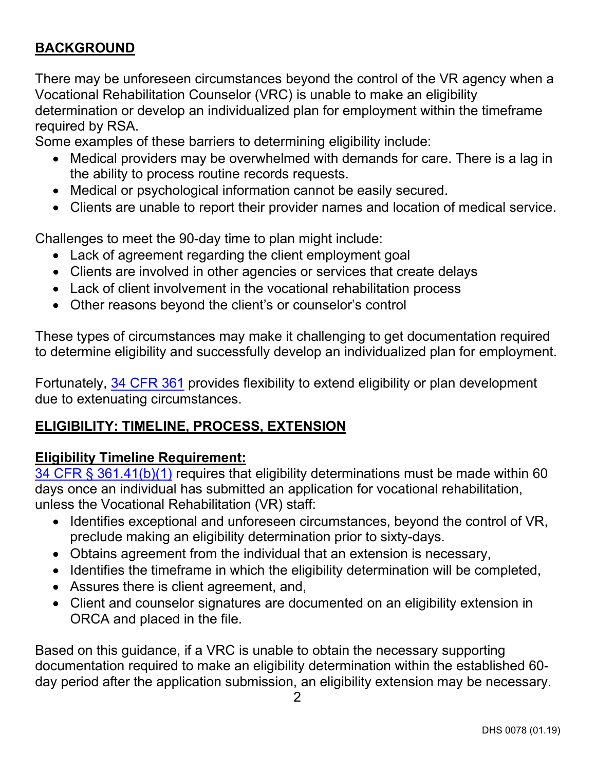## BACKGROUND

There may be unforeseen circumstances beyond the control of the VR agency when a Vocational Rehabilitation Counselor (VRC) is unable to make an eligibility determination or develop an individualized plan for employment within the timeframe required by RSA.

Some examples of these barriers to determining eligibility include:

- Medical providers may be overwhelmed with demands for care. There is a lag in the ability to process routine records requests.
- Medical or psychological information cannot be easily secured.
- Clients are unable to report their provider names and location of medical service.

Challenges to meet the 90-day time to plan might include:

- Lack of agreement regarding the client employment goal
- Clients are involved in other agencies or services that create delays
- Lack of client involvement in the vocational rehabilitation process
- Other reasons beyond the client's or counselor's control

These types of circumstances may make it challenging to get documentation required to determine eligibility and successfully develop an individualized plan for employment.

Fortunately, [34 CFR 361] provides flexibility to extend eligibility or plan development due to extenuating circumstances.

## ELIGIBILITY: TIMELINE, PROCESS, EXTENSION

### Eligibility Timeline Requirement:

[34 CFR § 361.41(b)(1)] requires that eligibility determinations must be made within 60 days once an individual has submitted an application for vocational rehabilitation, unless the Vocational Rehabilitation (VR) staff:

- Identifies exceptional and unforeseen circumstances, beyond the control of VR, preclude making an eligibility determination prior to sixty-days.
- Obtains agreement from the individual that an extension is necessary,
- Identifies the timeframe in which the eligibility determination will be completed,
- Assures there is client agreement, and,
- Client and counselor signatures are documented on an eligibility extension in ORCA and placed in the file.

Based on this guidance, if a VRC is unable to obtain the necessary supporting documentation required to make an eligibility determination within the established 60-day period after the application submission, an eligibility extension may be necessary.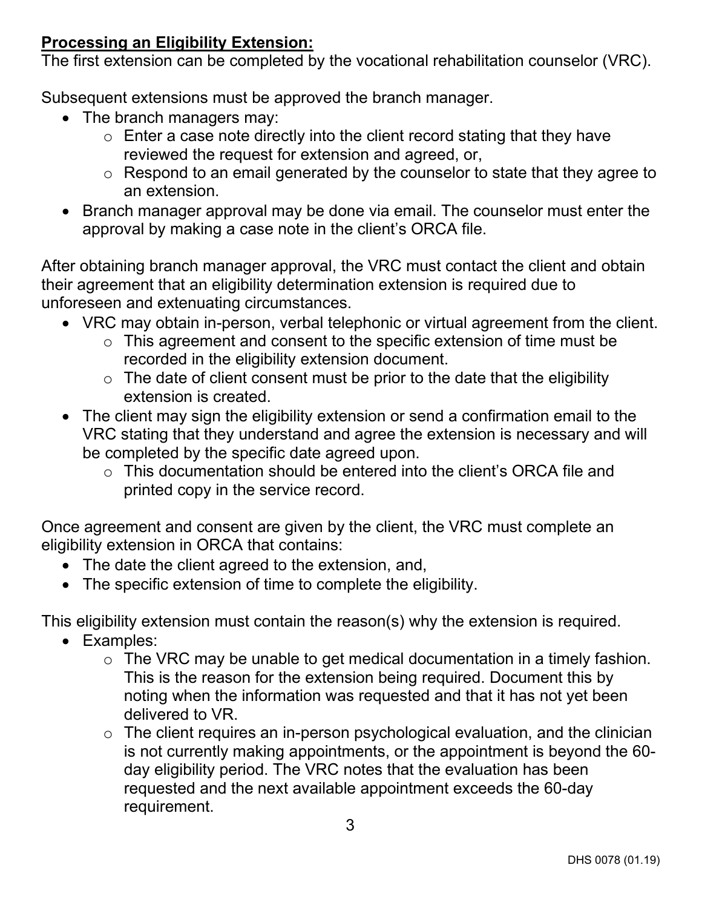**<u>Processing an Eligibility Extension:</u>**
The first extension can be completed by the vocational rehabilitation counselor (VRC).

Subsequent extensions must be approved the branch manager.

- The branch managers may:
  - Enter a case note directly into the client record stating that they have reviewed the request for extension and agreed, or,
  - Respond to an email generated by the counselor to state that they agree to an extension.
- Branch manager approval may be done via email. The counselor must enter the approval by making a case note in the client's ORCA file.

After obtaining branch manager approval, the VRC must contact the client and obtain their agreement that an eligibility determination extension is required due to unforeseen and extenuating circumstances.

- VRC may obtain in-person, verbal telephonic or virtual agreement from the client.
  - This agreement and consent to the specific extension of time must be recorded in the eligibility extension document.
  - The date of client consent must be prior to the date that the eligibility extension is created.
- The client may sign the eligibility extension or send a confirmation email to the VRC stating that they understand and agree the extension is necessary and will be completed by the specific date agreed upon.
  - This documentation should be entered into the client's ORCA file and printed copy in the service record.

Once agreement and consent are given by the client, the VRC must complete an eligibility extension in ORCA that contains:

- The date the client agreed to the extension, and,
- The specific extension of time to complete the eligibility.

This eligibility extension must contain the reason(s) why the extension is required.

- Examples:
  - The VRC may be unable to get medical documentation in a timely fashion. This is the reason for the extension being required. Document this by noting when the information was requested and that it has not yet been delivered to VR.
  - The client requires an in-person psychological evaluation, and the clinician is not currently making appointments, or the appointment is beyond the 60-day eligibility period. The VRC notes that the evaluation has been requested and the next available appointment exceeds the 60-day requirement.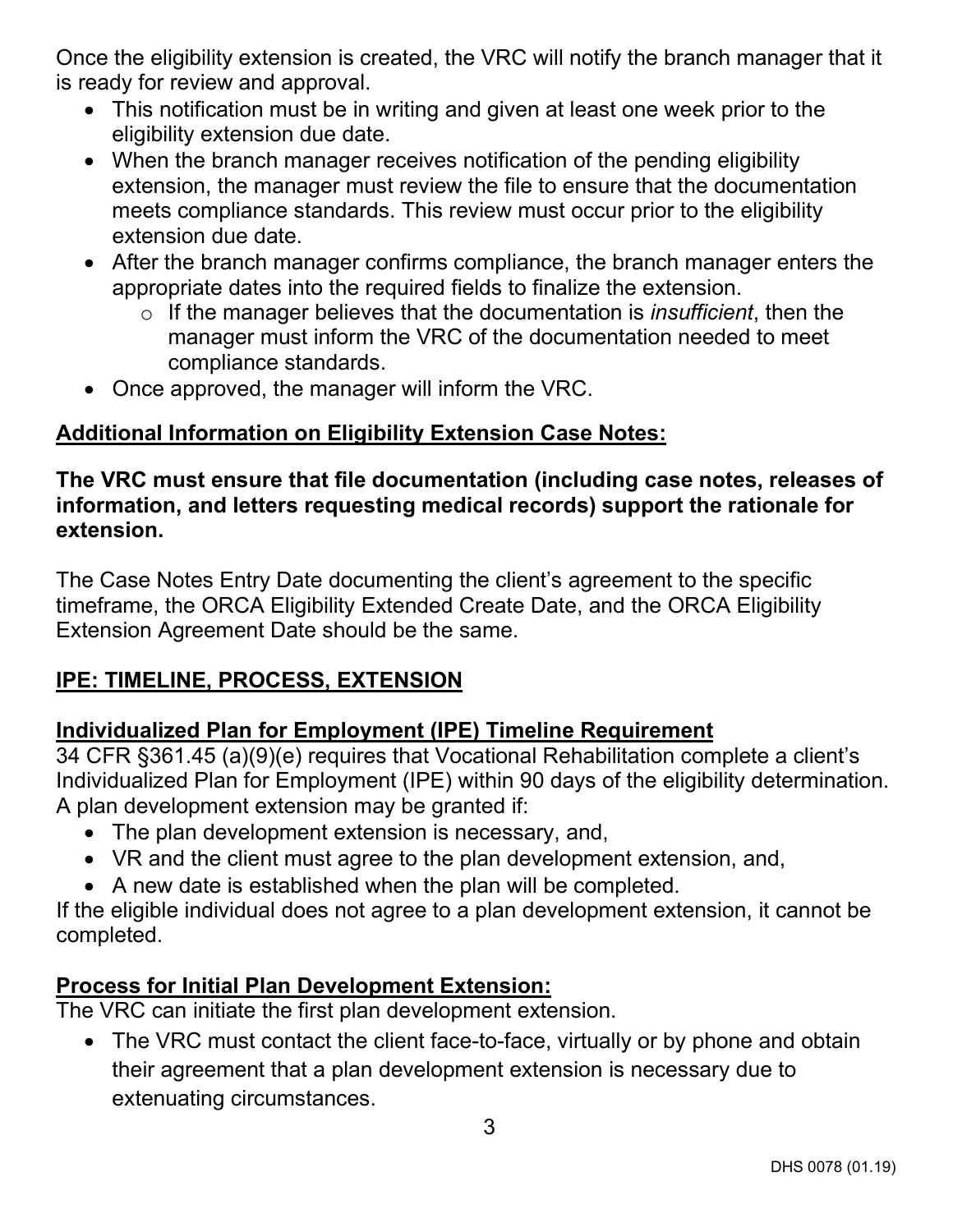Once the eligibility extension is created, the VRC will notify the branch manager that it is ready for review and approval.

- This notification must be in writing and given at least one week prior to the eligibility extension due date.
- When the branch manager receives notification of the pending eligibility extension, the manager must review the file to ensure that the documentation meets compliance standards. This review must occur prior to the eligibility extension due date.
- After the branch manager confirms compliance, the branch manager enters the appropriate dates into the required fields to finalize the extension.
  - If the manager believes that the documentation is *insufficient*, then the manager must inform the VRC of the documentation needed to meet compliance standards.
- Once approved, the manager will inform the VRC.

## Additional Information on Eligibility Extension Case Notes:

**The VRC must ensure that file documentation (including case notes, releases of information, and letters requesting medical records) support the rationale for extension.**

The Case Notes Entry Date documenting the client's agreement to the specific timeframe, the ORCA Eligibility Extended Create Date, and the ORCA Eligibility Extension Agreement Date should be the same.

## IPE: TIMELINE, PROCESS, EXTENSION

### Individualized Plan for Employment (IPE) Timeline Requirement

34 CFR §361.45 (a)(9)(e) requires that Vocational Rehabilitation complete a client's Individualized Plan for Employment (IPE) within 90 days of the eligibility determination. A plan development extension may be granted if:

- The plan development extension is necessary, and,
- VR and the client must agree to the plan development extension, and,
- A new date is established when the plan will be completed.

If the eligible individual does not agree to a plan development extension, it cannot be completed.

### Process for Initial Plan Development Extension:

The VRC can initiate the first plan development extension.

- The VRC must contact the client face-to-face, virtually or by phone and obtain their agreement that a plan development extension is necessary due to extenuating circumstances.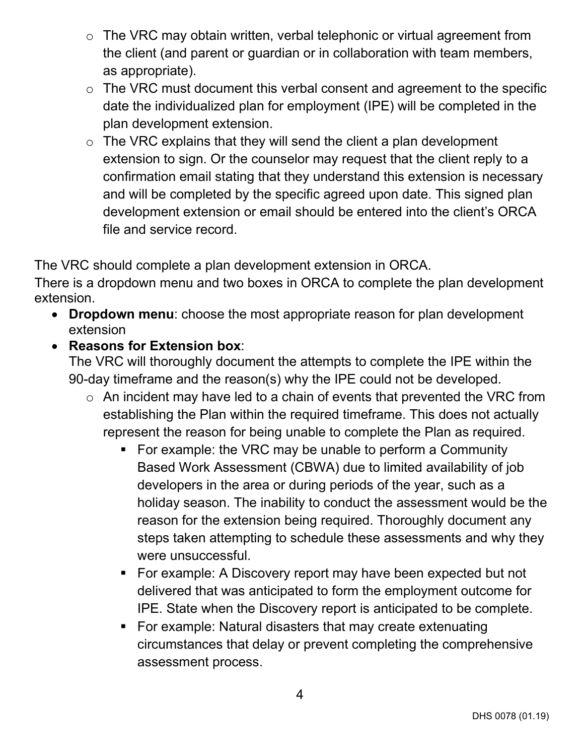- The VRC may obtain written, verbal telephonic or virtual agreement from the client (and parent or guardian or in collaboration with team members, as appropriate).
  - The VRC must document this verbal consent and agreement to the specific date the individualized plan for employment (IPE) will be completed in the plan development extension.
  - The VRC explains that they will send the client a plan development extension to sign. Or the counselor may request that the client reply to a confirmation email stating that they understand this extension is necessary and will be completed by the specific agreed upon date. This signed plan development extension or email should be entered into the client's ORCA file and service record.

The VRC should complete a plan development extension in ORCA.
There is a dropdown menu and two boxes in ORCA to complete the plan development extension.

- **Dropdown menu**: choose the most appropriate reason for plan development extension
- **Reasons for Extension box**:
  The VRC will thoroughly document the attempts to complete the IPE within the 90-day timeframe and the reason(s) why the IPE could not be developed.
  - An incident may have led to a chain of events that prevented the VRC from establishing the Plan within the required timeframe. This does not actually represent the reason for being unable to complete the Plan as required.
    - For example: the VRC may be unable to perform a Community Based Work Assessment (CBWA) due to limited availability of job developers in the area or during periods of the year, such as a holiday season. The inability to conduct the assessment would be the reason for the extension being required. Thoroughly document any steps taken attempting to schedule these assessments and why they were unsuccessful.
    - For example: A Discovery report may have been expected but not delivered that was anticipated to form the employment outcome for IPE. State when the Discovery report is anticipated to be complete.
    - For example: Natural disasters that may create extenuating circumstances that delay or prevent completing the comprehensive assessment process.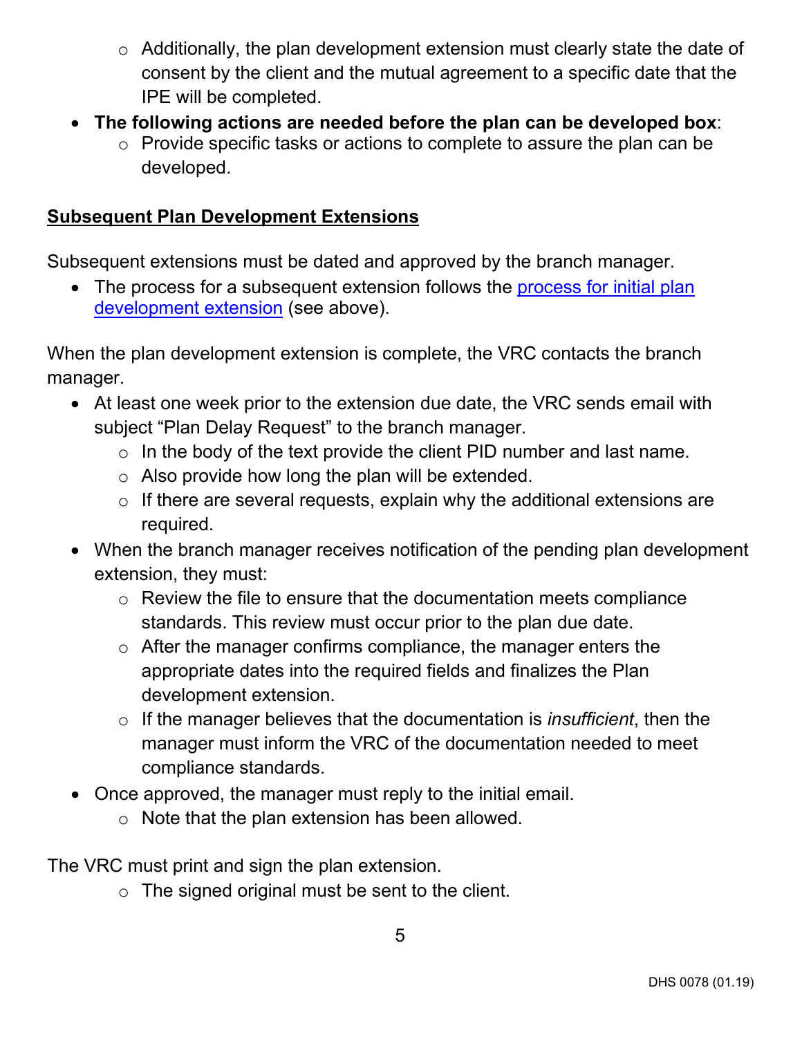- Additionally, the plan development extension must clearly state the date of consent by the client and the mutual agreement to a specific date that the IPE will be completed.
- **The following actions are needed before the plan can be developed box**:
  - Provide specific tasks or actions to complete to assure the plan can be developed.

## Subsequent Plan Development Extensions

Subsequent extensions must be dated and approved by the branch manager.

- The process for a subsequent extension follows the [process for initial plan development extension]() (see above).

When the plan development extension is complete, the VRC contacts the branch manager.

- At least one week prior to the extension due date, the VRC sends email with subject "Plan Delay Request" to the branch manager.
  - In the body of the text provide the client PID number and last name.
  - Also provide how long the plan will be extended.
  - If there are several requests, explain why the additional extensions are required.
- When the branch manager receives notification of the pending plan development extension, they must:
  - Review the file to ensure that the documentation meets compliance standards. This review must occur prior to the plan due date.
  - After the manager confirms compliance, the manager enters the appropriate dates into the required fields and finalizes the Plan development extension.
  - If the manager believes that the documentation is *insufficient*, then the manager must inform the VRC of the documentation needed to meet compliance standards.
- Once approved, the manager must reply to the initial email.
  - Note that the plan extension has been allowed.

The VRC must print and sign the plan extension.

  - The signed original must be sent to the client.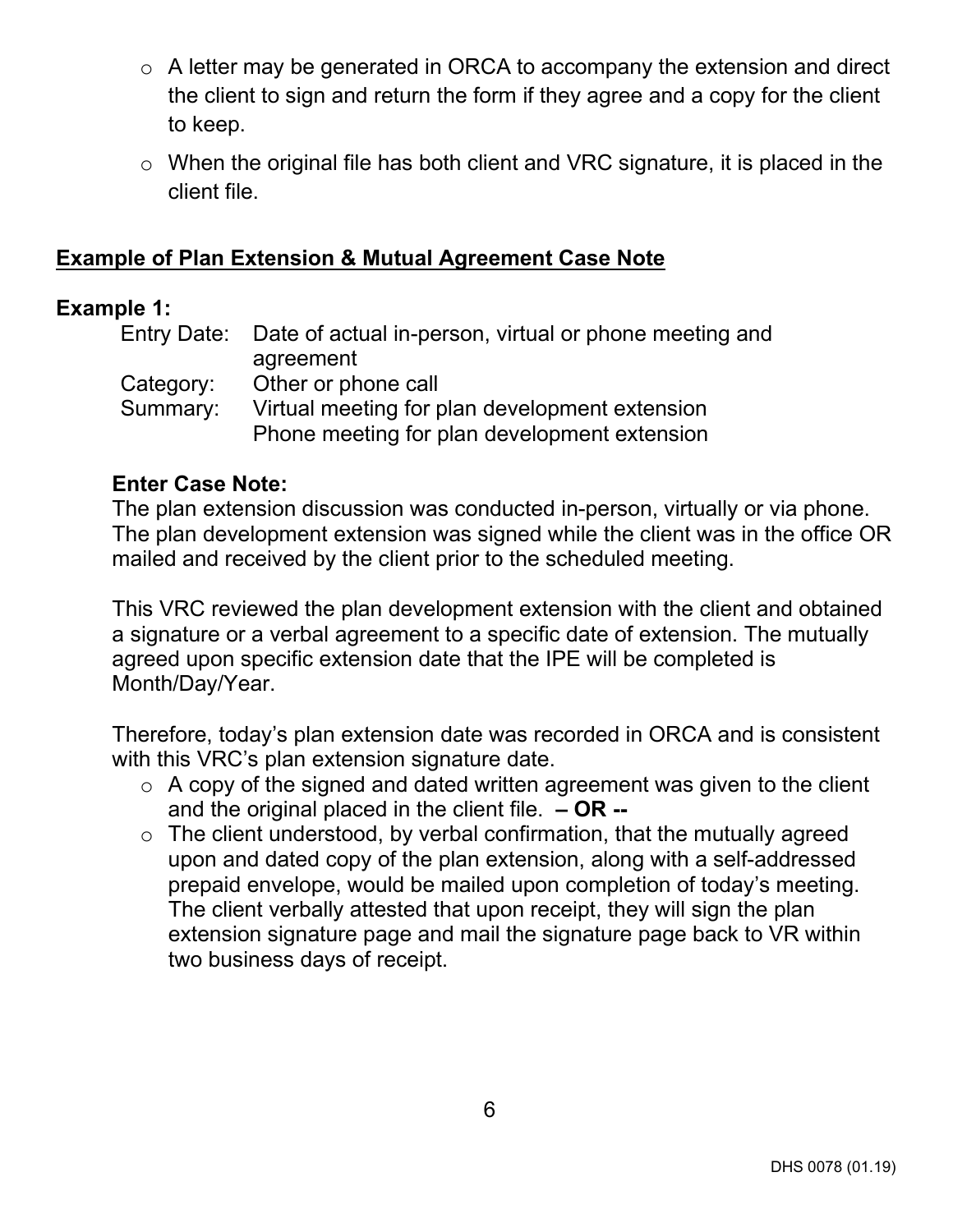- A letter may be generated in ORCA to accompany the extension and direct the client to sign and return the form if they agree and a copy for the client to keep.
- When the original file has both client and VRC signature, it is placed in the client file.

## Example of Plan Extension & Mutual Agreement Case Note

**Example 1:**

Entry Date: Date of actual in-person, virtual or phone meeting and agreement
Category: Other or phone call
Summary: Virtual meeting for plan development extension
Phone meeting for plan development extension

**Enter Case Note:**

The plan extension discussion was conducted in-person, virtually or via phone. The plan development extension was signed while the client was in the office OR mailed and received by the client prior to the scheduled meeting.

This VRC reviewed the plan development extension with the client and obtained a signature or a verbal agreement to a specific date of extension. The mutually agreed upon specific extension date that the IPE will be completed is Month/Day/Year.

Therefore, today's plan extension date was recorded in ORCA and is consistent with this VRC's plan extension signature date.

- A copy of the signed and dated written agreement was given to the client and the original placed in the client file. **– OR --**
- The client understood, by verbal confirmation, that the mutually agreed upon and dated copy of the plan extension, along with a self-addressed prepaid envelope, would be mailed upon completion of today's meeting. The client verbally attested that upon receipt, they will sign the plan extension signature page and mail the signature page back to VR within two business days of receipt.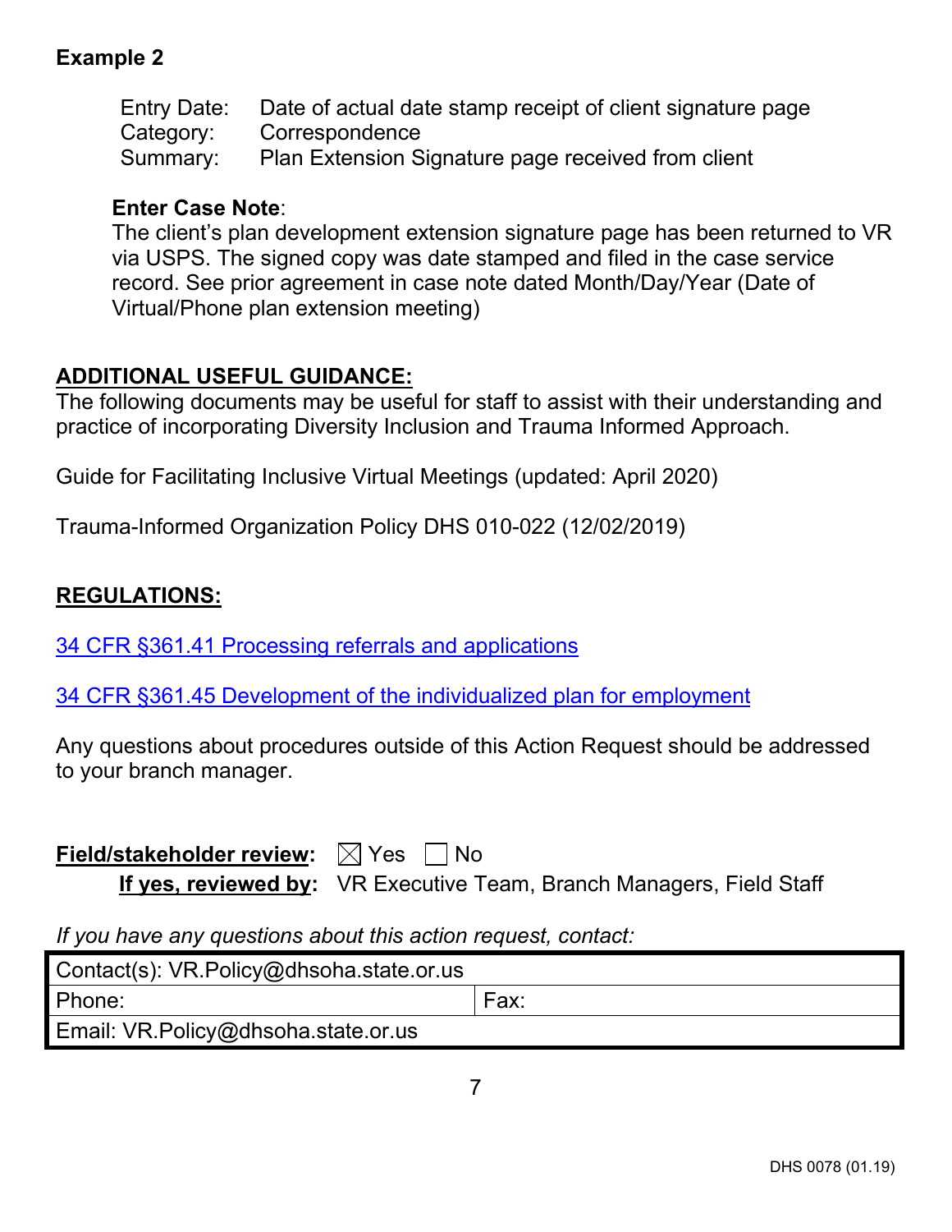**Example 2**

Entry Date: Date of actual date stamp receipt of client signature page
Category: Correspondence
Summary: Plan Extension Signature page received from client

**Enter Case Note**:
The client's plan development extension signature page has been returned to VR via USPS. The signed copy was date stamped and filed in the case service record. See prior agreement in case note dated Month/Day/Year (Date of Virtual/Phone plan extension meeting)

**ADDITIONAL USEFUL GUIDANCE:**

The following documents may be useful for staff to assist with their understanding and practice of incorporating Diversity Inclusion and Trauma Informed Approach.

Guide for Facilitating Inclusive Virtual Meetings (updated: April 2020)

Trauma-Informed Organization Policy DHS 010-022 (12/02/2019)

**REGULATIONS:**

34 CFR §361.41 Processing referrals and applications

34 CFR §361.45 Development of the individualized plan for employment

Any questions about procedures outside of this Action Request should be addressed to your branch manager.

**Field/stakeholder review:** ☒ Yes ☐ No
**If yes, reviewed by:** VR Executive Team, Branch Managers, Field Staff

*If you have any questions about this action request, contact:*

| | |
|---|---|
| Contact(s): VR.Policy@dhsoha.state.or.us | |
| Phone: | Fax: |
| Email: VR.Policy@dhsoha.state.or.us | |

DHS 0078 (01.19)